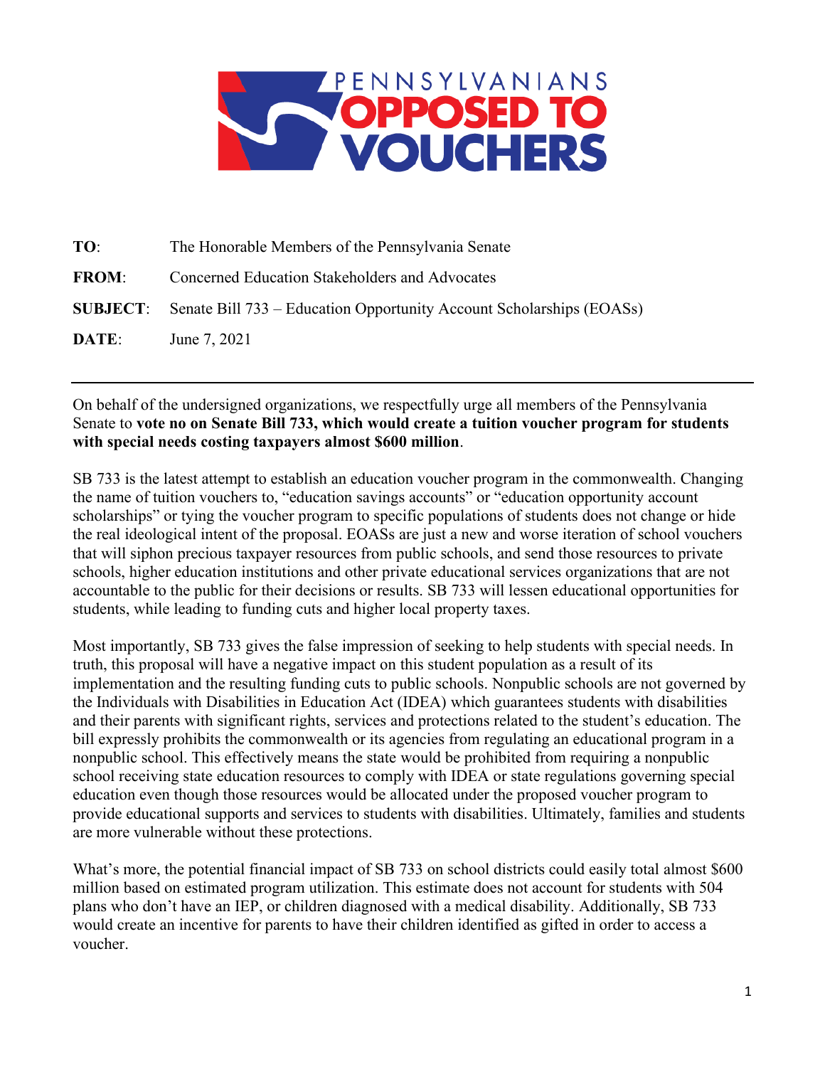# PENNSYLVANIANS OPPOSED TO VOUCHERS

**TO**: The Honorable Members of the Pennsylvania Senate

**FROM**: Concerned Education Stakeholders and Advocates

**SUBJECT**: Senate Bill 733 – Education Opportunity Account Scholarships (EOASs)

**DATE**: June 7, 2021

---

On behalf of the undersigned organizations, we respectfully urge all members of the Pennsylvania Senate to **vote no on Senate Bill 733, which would create a tuition voucher program for students with special needs costing taxpayers almost $600 million**.

SB 733 is the latest attempt to establish an education voucher program in the commonwealth. Changing the name of tuition vouchers to, "education savings accounts" or "education opportunity account scholarships" or tying the voucher program to specific populations of students does not change or hide the real ideological intent of the proposal. EOASs are just a new and worse iteration of school vouchers that will siphon precious taxpayer resources from public schools, and send those resources to private schools, higher education institutions and other private educational services organizations that are not accountable to the public for their decisions or results. SB 733 will lessen educational opportunities for students, while leading to funding cuts and higher local property taxes.

Most importantly, SB 733 gives the false impression of seeking to help students with special needs. In truth, this proposal will have a negative impact on this student population as a result of its implementation and the resulting funding cuts to public schools. Nonpublic schools are not governed by the Individuals with Disabilities in Education Act (IDEA) which guarantees students with disabilities and their parents with significant rights, services and protections related to the student's education. The bill expressly prohibits the commonwealth or its agencies from regulating an educational program in a nonpublic school. This effectively means the state would be prohibited from requiring a nonpublic school receiving state education resources to comply with IDEA or state regulations governing special education even though those resources would be allocated under the proposed voucher program to provide educational supports and services to students with disabilities. Ultimately, families and students are more vulnerable without these protections.

What's more, the potential financial impact of SB 733 on school districts could easily total almost $600 million based on estimated program utilization. This estimate does not account for students with 504 plans who don't have an IEP, or children diagnosed with a medical disability. Additionally, SB 733 would create an incentive for parents to have their children identified as gifted in order to access a voucher.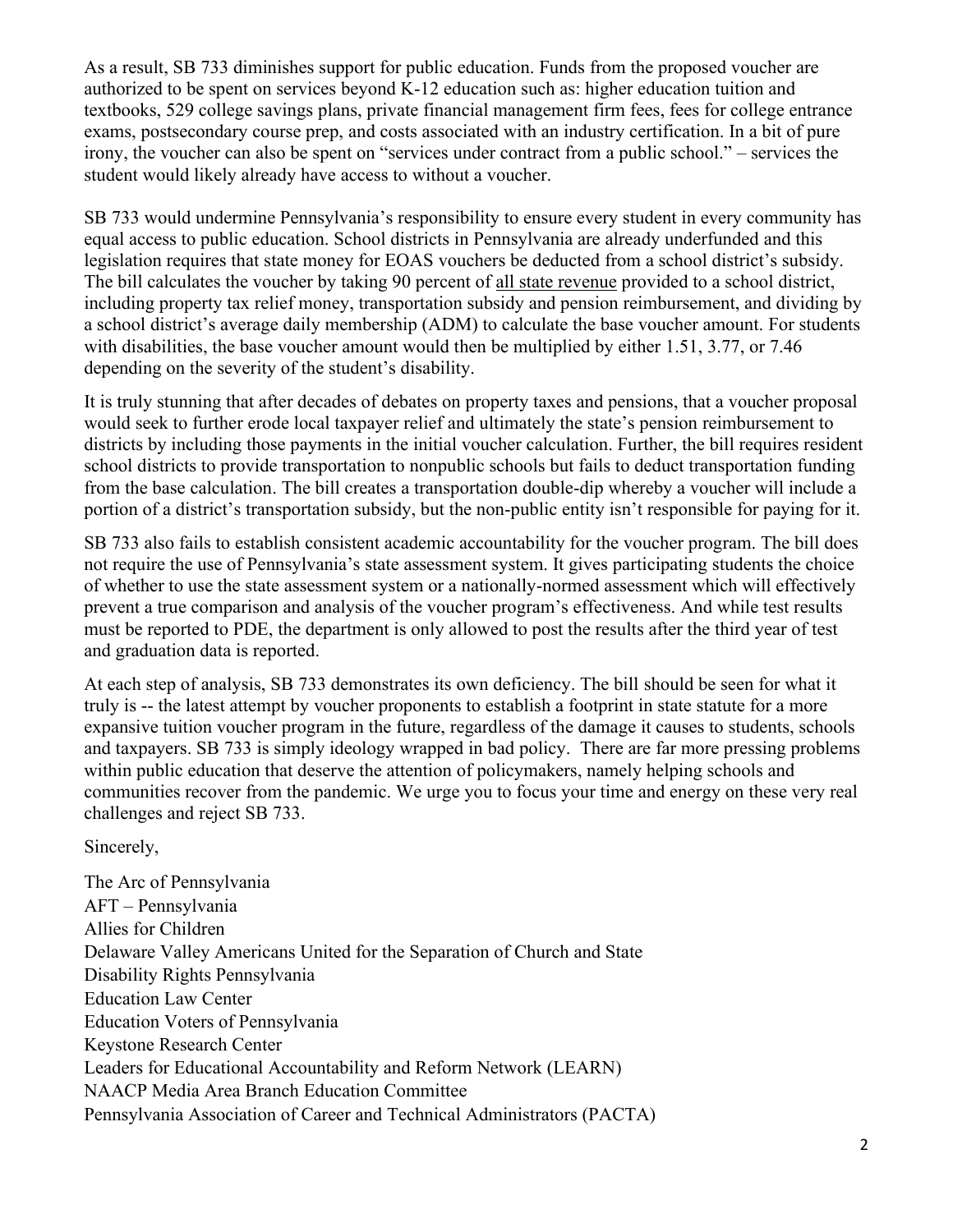As a result, SB 733 diminishes support for public education. Funds from the proposed voucher are authorized to be spent on services beyond K-12 education such as: higher education tuition and textbooks, 529 college savings plans, private financial management firm fees, fees for college entrance exams, postsecondary course prep, and costs associated with an industry certification. In a bit of pure irony, the voucher can also be spent on "services under contract from a public school." – services the student would likely already have access to without a voucher.

SB 733 would undermine Pennsylvania's responsibility to ensure every student in every community has equal access to public education. School districts in Pennsylvania are already underfunded and this legislation requires that state money for EOAS vouchers be deducted from a school district's subsidy. The bill calculates the voucher by taking 90 percent of <u>all state revenue</u> provided to a school district, including property tax relief money, transportation subsidy and pension reimbursement, and dividing by a school district's average daily membership (ADM) to calculate the base voucher amount. For students with disabilities, the base voucher amount would then be multiplied by either 1.51, 3.77, or 7.46 depending on the severity of the student's disability.

It is truly stunning that after decades of debates on property taxes and pensions, that a voucher proposal would seek to further erode local taxpayer relief and ultimately the state's pension reimbursement to districts by including those payments in the initial voucher calculation. Further, the bill requires resident school districts to provide transportation to nonpublic schools but fails to deduct transportation funding from the base calculation. The bill creates a transportation double-dip whereby a voucher will include a portion of a district's transportation subsidy, but the non-public entity isn't responsible for paying for it.

SB 733 also fails to establish consistent academic accountability for the voucher program. The bill does not require the use of Pennsylvania's state assessment system. It gives participating students the choice of whether to use the state assessment system or a nationally-normed assessment which will effectively prevent a true comparison and analysis of the voucher program's effectiveness. And while test results must be reported to PDE, the department is only allowed to post the results after the third year of test and graduation data is reported.

At each step of analysis, SB 733 demonstrates its own deficiency. The bill should be seen for what it truly is -- the latest attempt by voucher proponents to establish a footprint in state statute for a more expansive tuition voucher program in the future, regardless of the damage it causes to students, schools and taxpayers. SB 733 is simply ideology wrapped in bad policy. There are far more pressing problems within public education that deserve the attention of policymakers, namely helping schools and communities recover from the pandemic. We urge you to focus your time and energy on these very real challenges and reject SB 733.

Sincerely,

The Arc of Pennsylvania  
AFT – Pennsylvania  
Allies for Children  
Delaware Valley Americans United for the Separation of Church and State  
Disability Rights Pennsylvania  
Education Law Center  
Education Voters of Pennsylvania  
Keystone Research Center  
Leaders for Educational Accountability and Reform Network (LEARN)  
NAACP Media Area Branch Education Committee  
Pennsylvania Association of Career and Technical Administrators (PACTA)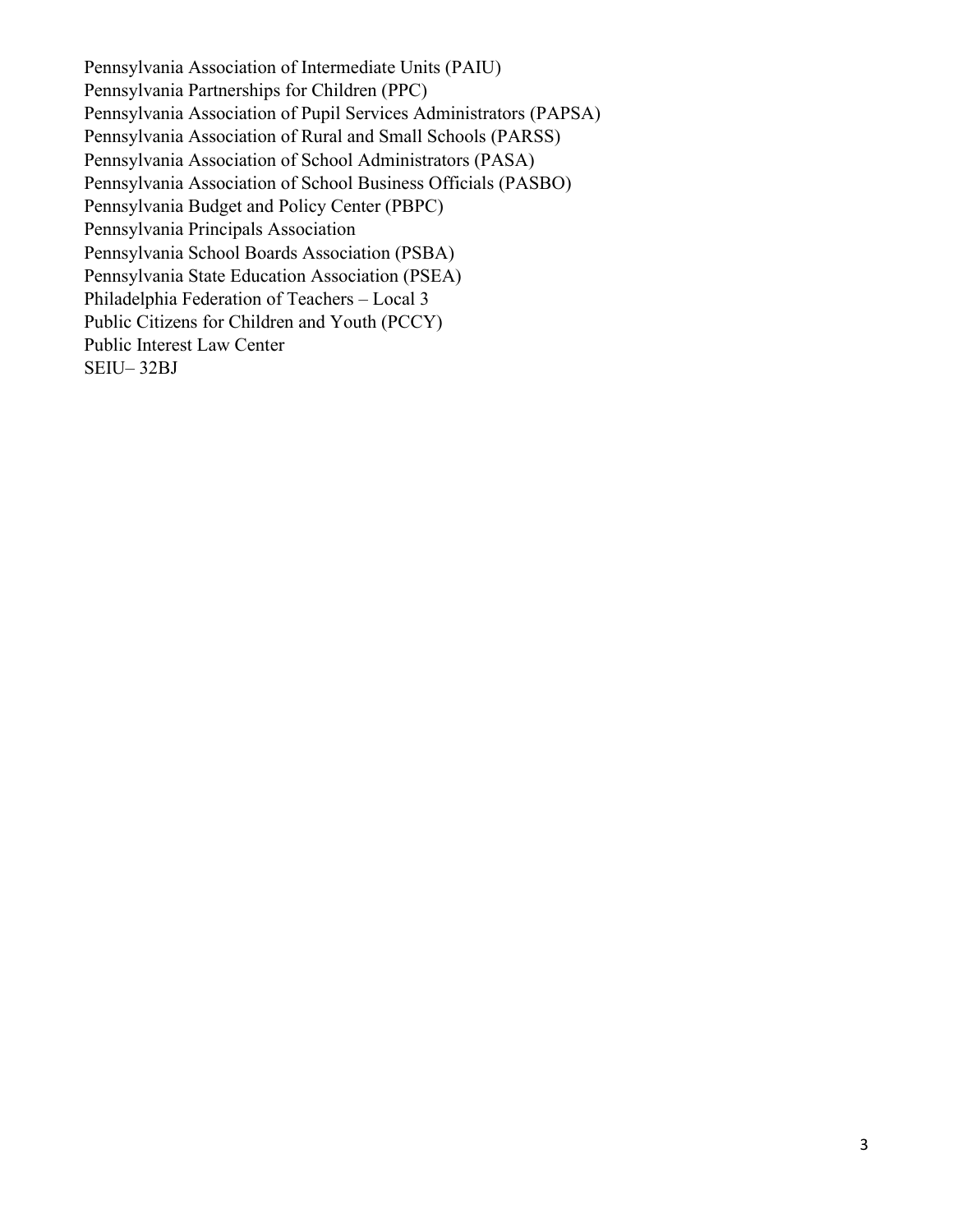Pennsylvania Association of Intermediate Units (PAIU)
Pennsylvania Partnerships for Children (PPC)
Pennsylvania Association of Pupil Services Administrators (PAPSA)
Pennsylvania Association of Rural and Small Schools (PARSS)
Pennsylvania Association of School Administrators (PASA)
Pennsylvania Association of School Business Officials (PASBO)
Pennsylvania Budget and Policy Center (PBPC)
Pennsylvania Principals Association
Pennsylvania School Boards Association (PSBA)
Pennsylvania State Education Association (PSEA)
Philadelphia Federation of Teachers – Local 3
Public Citizens for Children and Youth (PCCY)
Public Interest Law Center
SEIU– 32BJ